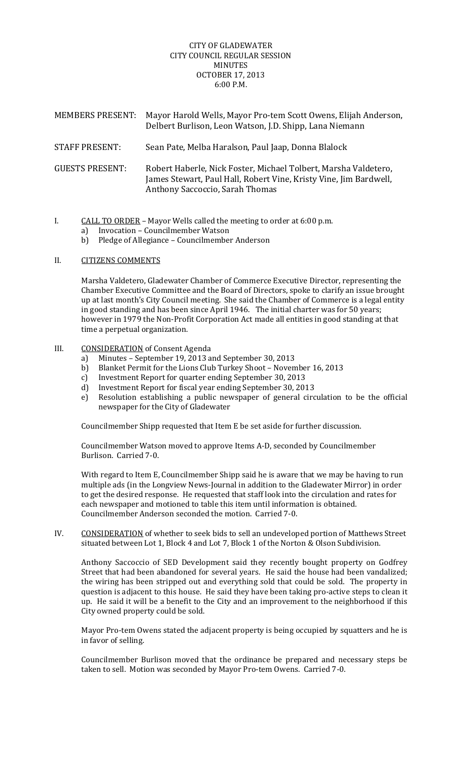CITY OF GLADEWATER
CITY COUNCIL REGULAR SESSION
MINUTES
OCTOBER 17, 2013
6:00 P.M.

MEMBERS PRESENT: Mayor Harold Wells, Mayor Pro-tem Scott Owens, Elijah Anderson, Delbert Burlison, Leon Watson, J.D. Shipp, Lana Niemann

STAFF PRESENT: Sean Pate, Melba Haralson, Paul Jaap, Donna Blalock

GUESTS PRESENT: Robert Haberle, Nick Foster, Michael Tolbert, Marsha Valdetero, James Stewart, Paul Hall, Robert Vine, Kristy Vine, Jim Bardwell, Anthony Saccoccio, Sarah Thomas

I. CALL TO ORDER – Mayor Wells called the meeting to order at 6:00 p.m.
   a) Invocation – Councilmember Watson
   b) Pledge of Allegiance – Councilmember Anderson

II. CITIZENS COMMENTS

Marsha Valdetero, Gladewater Chamber of Commerce Executive Director, representing the Chamber Executive Committee and the Board of Directors, spoke to clarify an issue brought up at last month's City Council meeting. She said the Chamber of Commerce is a legal entity in good standing and has been since April 1946. The initial charter was for 50 years; however in 1979 the Non-Profit Corporation Act made all entities in good standing at that time a perpetual organization.

III. CONSIDERATION of Consent Agenda
   a) Minutes – September 19, 2013 and September 30, 2013
   b) Blanket Permit for the Lions Club Turkey Shoot – November 16, 2013
   c) Investment Report for quarter ending September 30, 2013
   d) Investment Report for fiscal year ending September 30, 2013
   e) Resolution establishing a public newspaper of general circulation to be the official newspaper for the City of Gladewater

Councilmember Shipp requested that Item E be set aside for further discussion.

Councilmember Watson moved to approve Items A-D, seconded by Councilmember Burlison. Carried 7-0.

With regard to Item E, Councilmember Shipp said he is aware that we may be having to run multiple ads (in the Longview News-Journal in addition to the Gladewater Mirror) in order to get the desired response. He requested that staff look into the circulation and rates for each newspaper and motioned to table this item until information is obtained. Councilmember Anderson seconded the motion. Carried 7-0.

IV. CONSIDERATION of whether to seek bids to sell an undeveloped portion of Matthews Street situated between Lot 1, Block 4 and Lot 7, Block 1 of the Norton & Olson Subdivision.

Anthony Saccoccio of SED Development said they recently bought property on Godfrey Street that had been abandoned for several years. He said the house had been vandalized; the wiring has been stripped out and everything sold that could be sold. The property in question is adjacent to this house. He said they have been taking pro-active steps to clean it up. He said it will be a benefit to the City and an improvement to the neighborhood if this City owned property could be sold.

Mayor Pro-tem Owens stated the adjacent property is being occupied by squatters and he is in favor of selling.

Councilmember Burlison moved that the ordinance be prepared and necessary steps be taken to sell. Motion was seconded by Mayor Pro-tem Owens. Carried 7-0.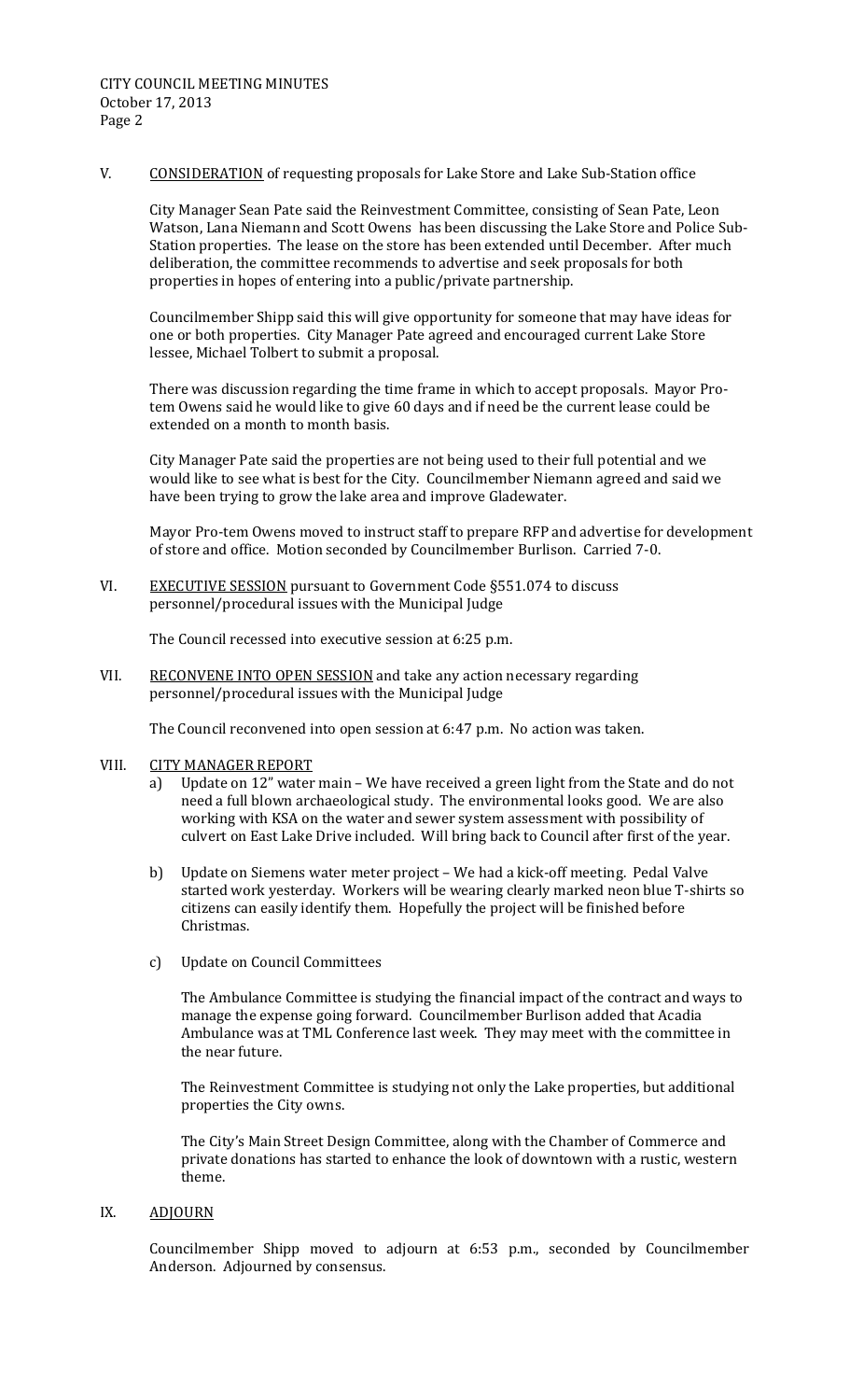V. <u>CONSIDERATION</u> of requesting proposals for Lake Store and Lake Sub-Station office

City Manager Sean Pate said the Reinvestment Committee, consisting of Sean Pate, Leon Watson, Lana Niemann and Scott Owens has been discussing the Lake Store and Police Sub-Station properties. The lease on the store has been extended until December. After much deliberation, the committee recommends to advertise and seek proposals for both properties in hopes of entering into a public/private partnership.

Councilmember Shipp said this will give opportunity for someone that may have ideas for one or both properties. City Manager Pate agreed and encouraged current Lake Store lessee, Michael Tolbert to submit a proposal.

There was discussion regarding the time frame in which to accept proposals. Mayor Pro-tem Owens said he would like to give 60 days and if need be the current lease could be extended on a month to month basis.

City Manager Pate said the properties are not being used to their full potential and we would like to see what is best for the City. Councilmember Niemann agreed and said we have been trying to grow the lake area and improve Gladewater.

Mayor Pro-tem Owens moved to instruct staff to prepare RFP and advertise for development of store and office. Motion seconded by Councilmember Burlison. Carried 7-0.

VI. <u>EXECUTIVE SESSION</u> pursuant to Government Code §551.074 to discuss personnel/procedural issues with the Municipal Judge

The Council recessed into executive session at 6:25 p.m.

VII. <u>RECONVENE INTO OPEN SESSION</u> and take any action necessary regarding personnel/procedural issues with the Municipal Judge

The Council reconvened into open session at 6:47 p.m. No action was taken.

VIII. <u>CITY MANAGER REPORT</u>

a) Update on 12" water main – We have received a green light from the State and do not need a full blown archaeological study. The environmental looks good. We are also working with KSA on the water and sewer system assessment with possibility of culvert on East Lake Drive included. Will bring back to Council after first of the year.

b) Update on Siemens water meter project – We had a kick-off meeting. Pedal Valve started work yesterday. Workers will be wearing clearly marked neon blue T-shirts so citizens can easily identify them. Hopefully the project will be finished before Christmas.

c) Update on Council Committees

The Ambulance Committee is studying the financial impact of the contract and ways to manage the expense going forward. Councilmember Burlison added that Acadia Ambulance was at TML Conference last week. They may meet with the committee in the near future.

The Reinvestment Committee is studying not only the Lake properties, but additional properties the City owns.

The City's Main Street Design Committee, along with the Chamber of Commerce and private donations has started to enhance the look of downtown with a rustic, western theme.

IX. <u>ADJOURN</u>

Councilmember Shipp moved to adjourn at 6:53 p.m., seconded by Councilmember Anderson. Adjourned by consensus.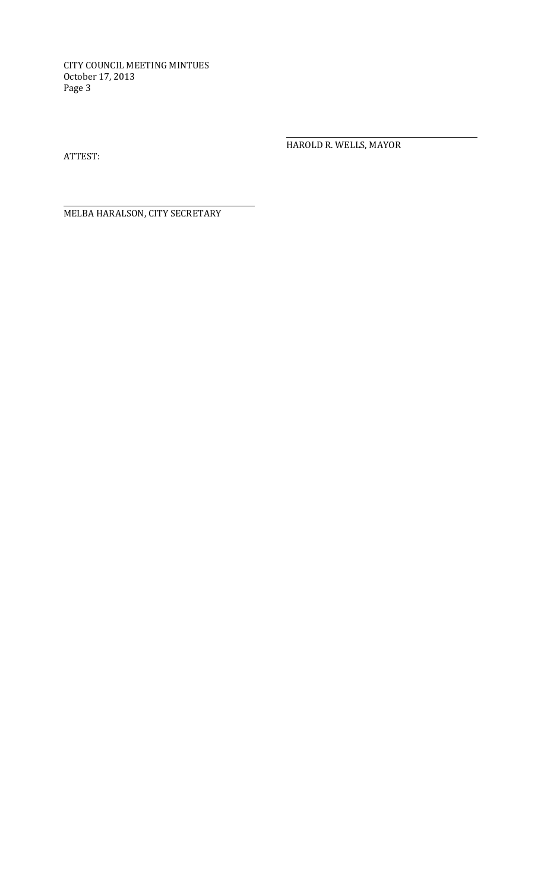\_\_\_\_\_\_\_\_\_\_\_\_\_\_\_\_\_\_\_\_\_\_\_\_\_\_\_\_\_\_\_\_\_\_\_\_

HAROLD R. WELLS, MAYOR

ATTEST:

\_\_\_\_\_\_\_\_\_\_\_\_\_\_\_\_\_\_\_\_\_\_\_\_\_\_\_\_\_\_\_\_\_\_\_\_

MELBA HARALSON, CITY SECRETARY